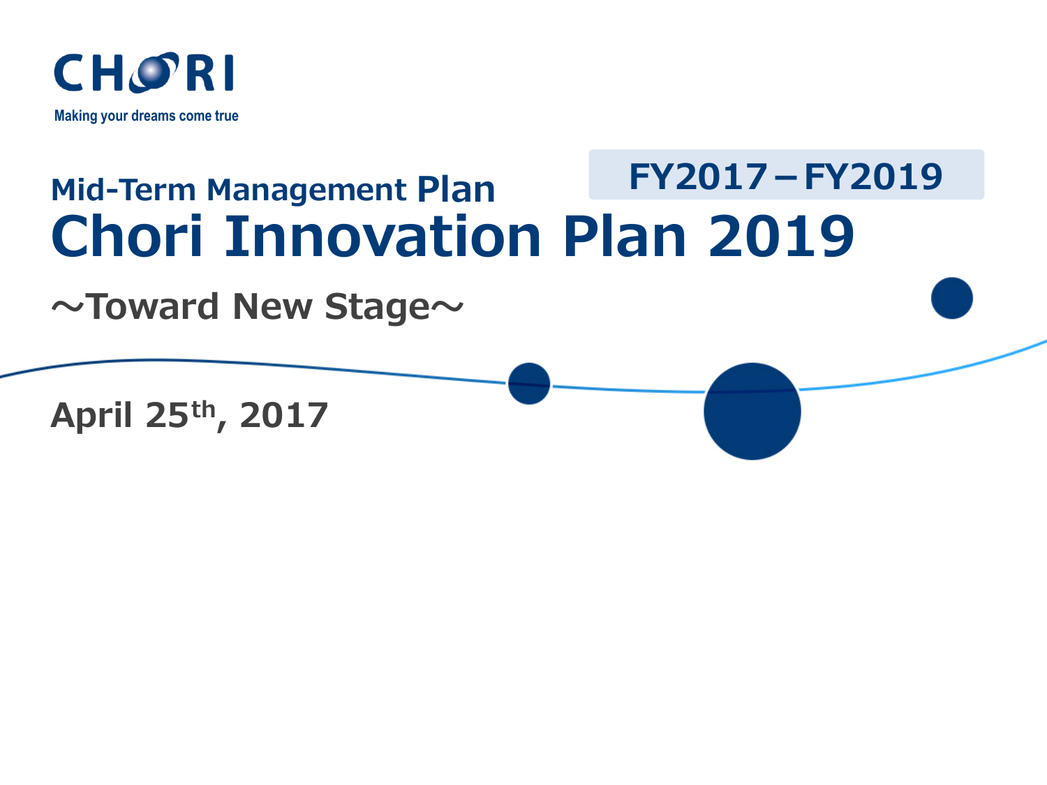CHORI

Making your dreams come true

## Mid-Term Management Plan

**FY2017－FY2019**

# Chori Innovation Plan 2019

## ～Toward New Stage～

**April 25th, 2017**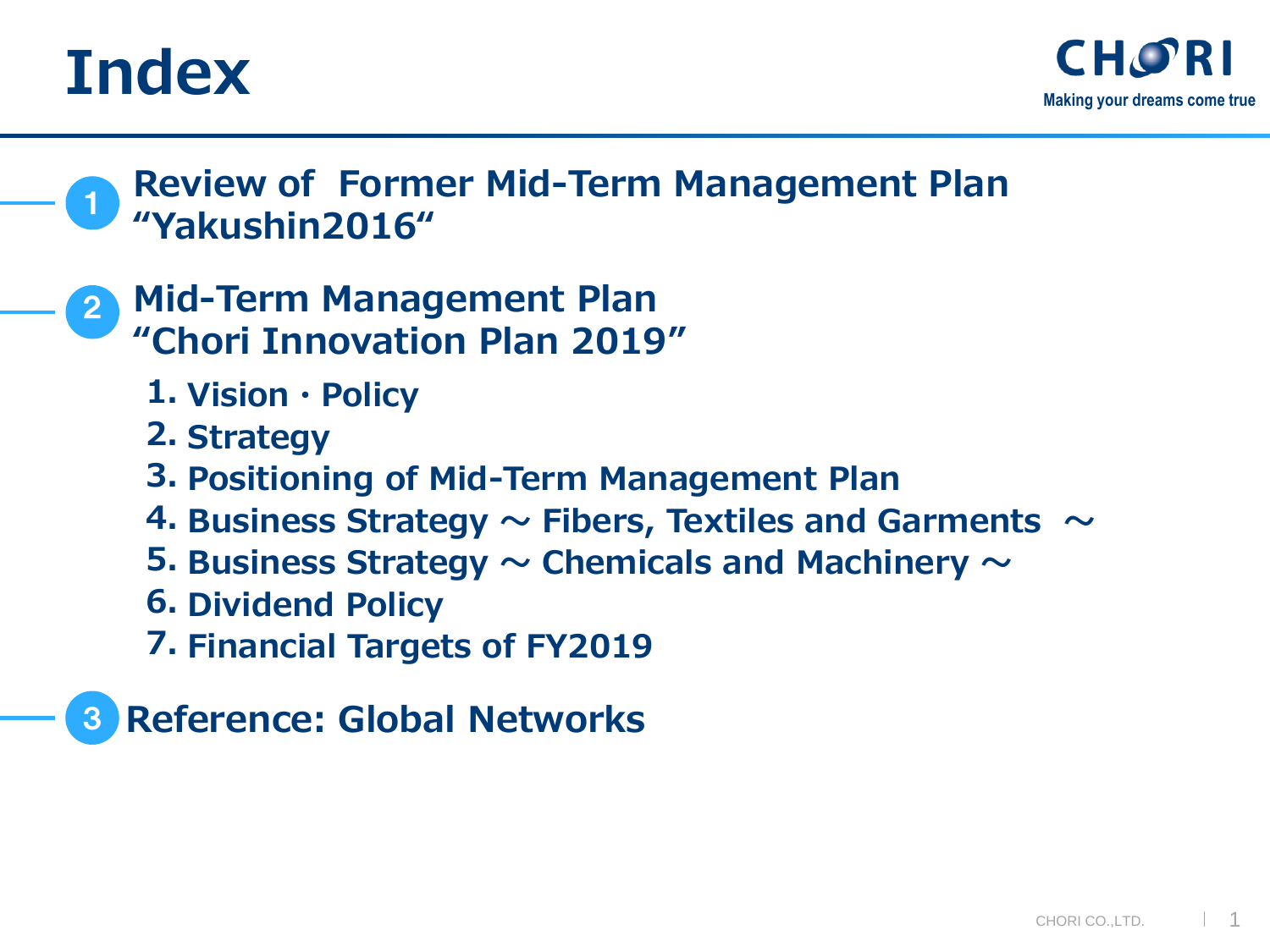# Index

1. **Review of Former Mid-Term Management Plan "Yakushin2016"**

2. **Mid-Term Management Plan "Chori Innovation Plan 2019"**
   1. Vision · Policy
   2. Strategy
   3. Positioning of Mid-Term Management Plan
   4. Business Strategy ～ Fibers, Textiles and Garments ～
   5. Business Strategy ～ Chemicals and Machinery ～
   6. Dividend Policy
   7. Financial Targets of FY2019

3. **Reference: Global Networks**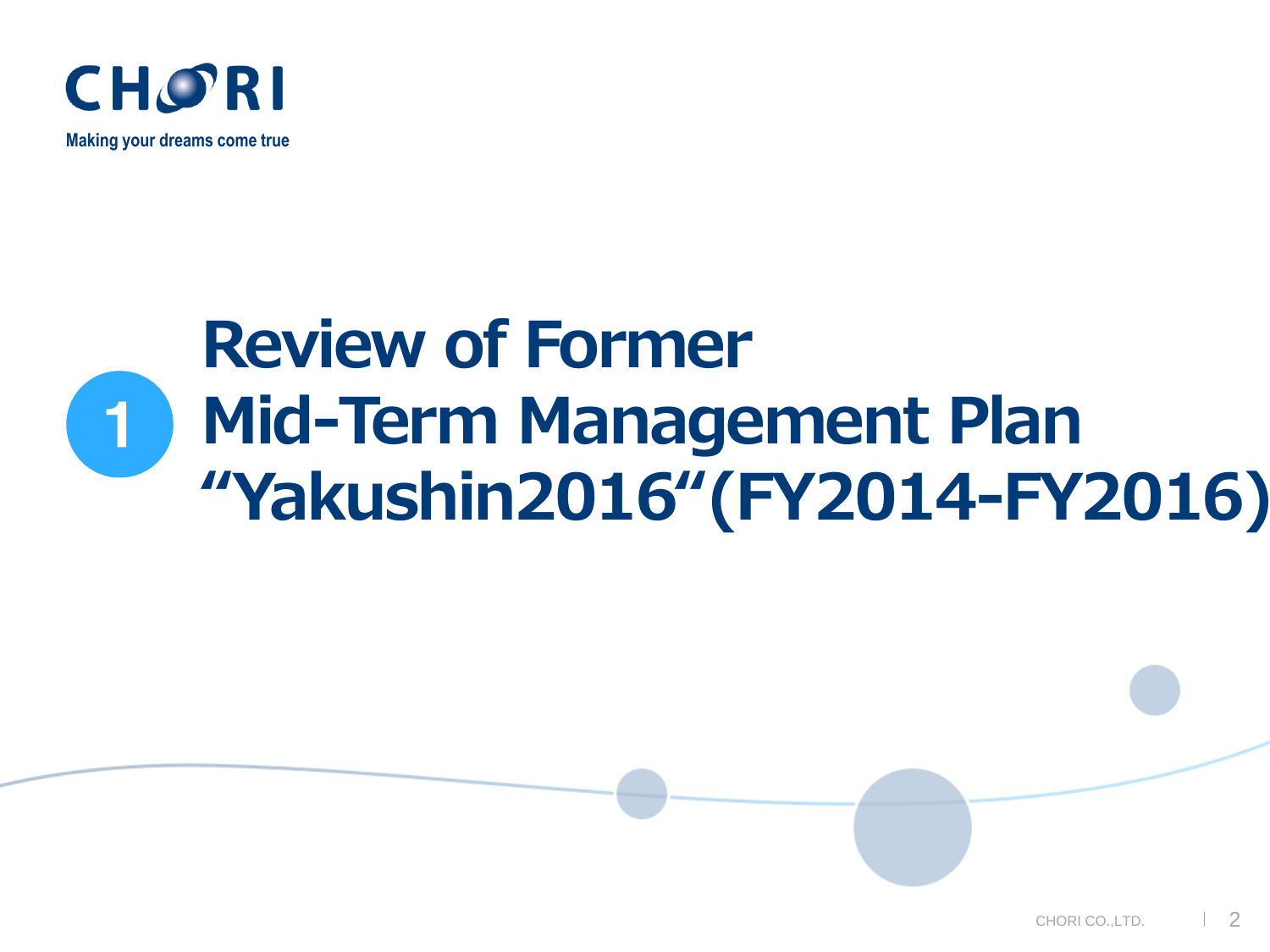# 1 Review of Former Mid-Term Management Plan "Yakushin2016"(FY2014-FY2016)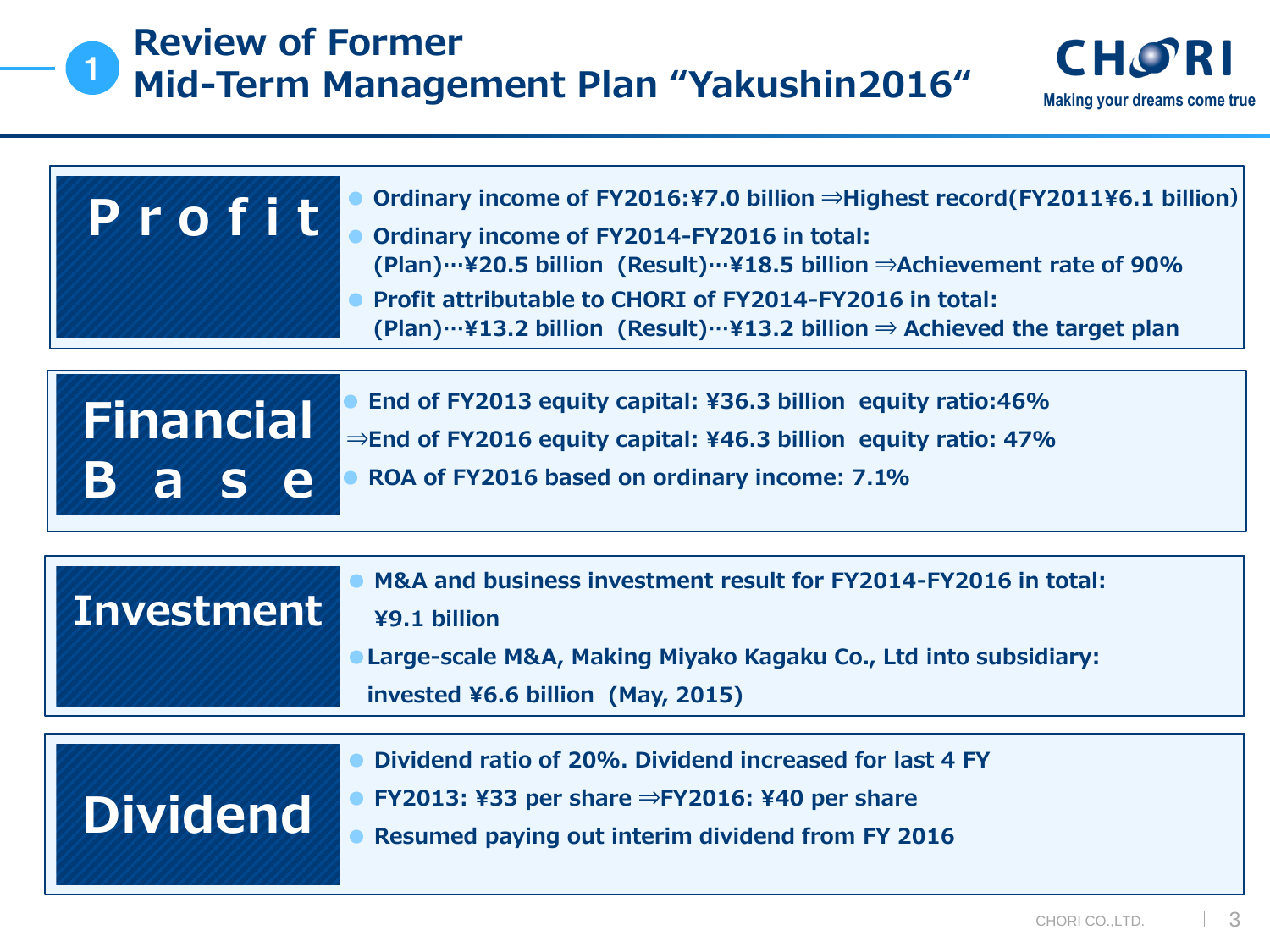# ① Review of Former Mid-Term Management Plan "Yakushin2016"

CHORI
Making your dreams come true

## Profit

- Ordinary income of FY2016:¥7.0 billion ⇒Highest record(FY2011¥6.1 billion)
- Ordinary income of FY2014-FY2016 in total:
  (Plan)…¥20.5 billion (Result)…¥18.5 billion ⇒Achievement rate of 90%
- Profit attributable to CHORI of FY2014-FY2016 in total:
  (Plan)…¥13.2 billion (Result)…¥13.2 billion ⇒ Achieved the target plan

## Financial Base

- End of FY2013 equity capital: ¥36.3 billion equity ratio:46%

⇒End of FY2016 equity capital: ¥46.3 billion equity ratio: 47%

- ROA of FY2016 based on ordinary income: 7.1%

## Investment

- M&A and business investment result for FY2014-FY2016 in total:
  ¥9.1 billion
- Large-scale M&A, Making Miyako Kagaku Co., Ltd into subsidiary:
  invested ¥6.6 billion (May, 2015)

## Dividend

- Dividend ratio of 20%. Dividend increased for last 4 FY
- FY2013: ¥33 per share ⇒FY2016: ¥40 per share
- Resumed paying out interim dividend from FY 2016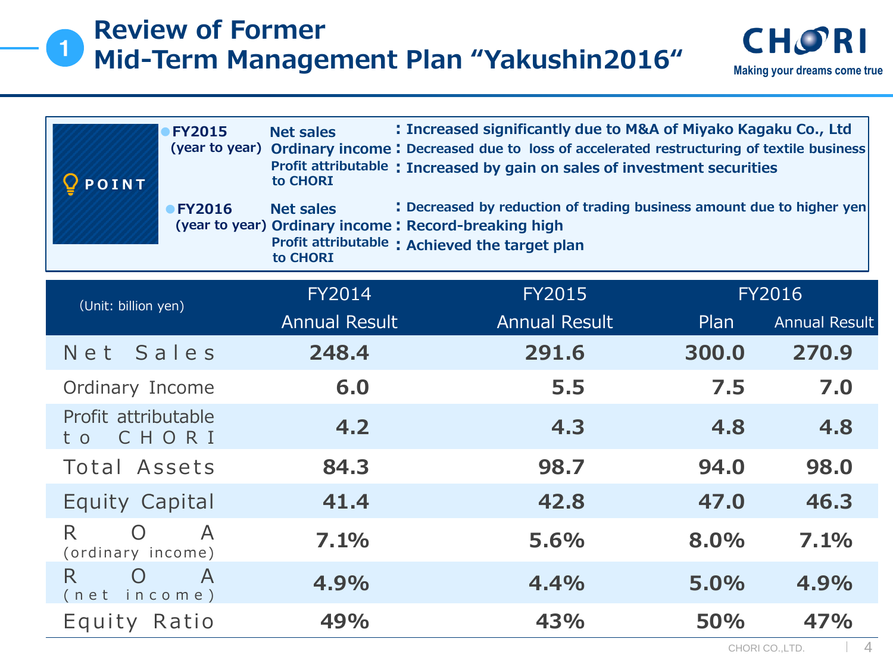# 1 Review of Former Mid-Term Management Plan "Yakushin2016"

CHORI
Making your dreams come true

**POINT**

- **FY2015 (year to year)**
  - **Net sales**: Increased significantly due to M&A of Miyako Kagaku Co., Ltd
  - **Ordinary income**: Decreased due to loss of accelerated restructuring of textile business
  - **Profit attributable to CHORI**: Increased by gain on sales of investment securities
- **FY2016 (year to year)**
  - **Net sales**: Decreased by reduction of trading business amount due to higher yen
  - **Ordinary income**: Record-breaking high
  - **Profit attributable to CHORI**: Achieved the target plan

| (Unit: billion yen) | FY2014 | FY2015 | FY2016 | |
|---|---|---|---|---|
| | Annual Result | Annual Result | Plan | Annual Result |
| Net Sales | 248.4 | 291.6 | 300.0 | 270.9 |
| Ordinary Income | 6.0 | 5.5 | 7.5 | 7.0 |
| Profit attributable to CHORI | 4.2 | 4.3 | 4.8 | 4.8 |
| Total Assets | 84.3 | 98.7 | 94.0 | 98.0 |
| Equity Capital | 41.4 | 42.8 | 47.0 | 46.3 |
| ROA (ordinary income) | 7.1% | 5.6% | 8.0% | 7.1% |
| ROA (net income) | 4.9% | 4.4% | 5.0% | 4.9% |
| Equity Ratio | 49% | 43% | 50% | 47% |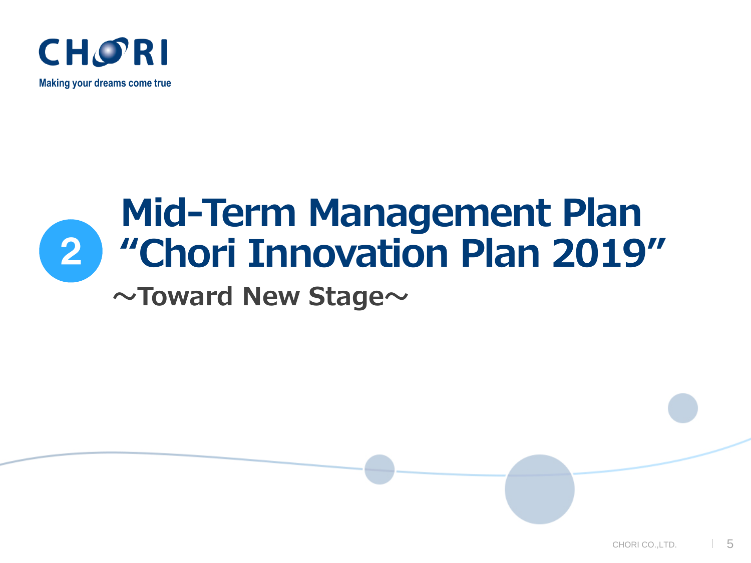# 2 Mid-Term Management Plan "Chori Innovation Plan 2019"

## ～Toward New Stage～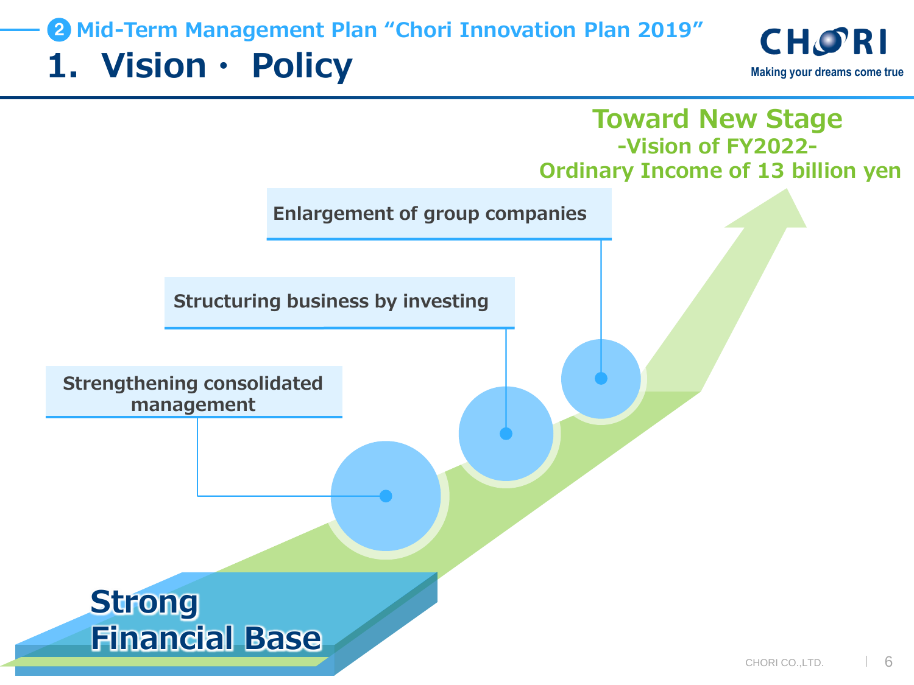## ❷ Mid-Term Management Plan "Chori Innovation Plan 2019"

# 1. Vision・ Policy

**Toward New Stage**
**-Vision of FY2022-**
**Ordinary Income of 13 billion yen**

- Enlargement of group companies
- Structuring business by investing
- Strengthening consolidated management

**Strong Financial Base**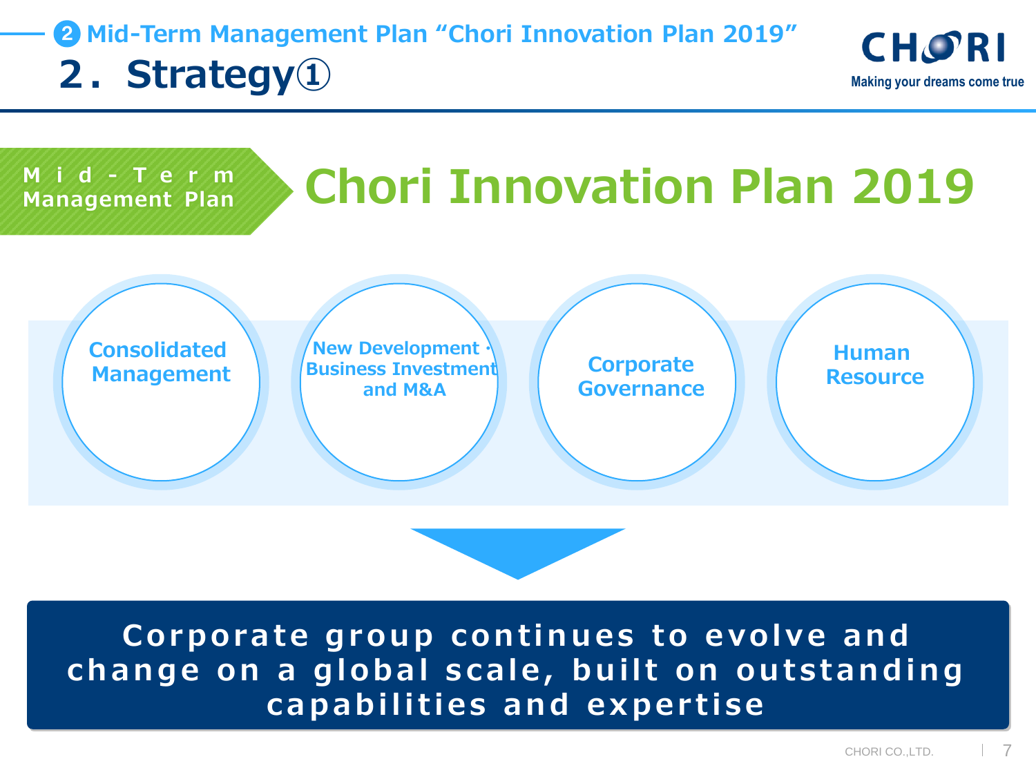## ❷ Mid-Term Management Plan "Chori Innovation Plan 2019"

# 2．Strategy①

**Mid-Term Management Plan**

# Chori Innovation Plan 2019

- Consolidated Management
- New Development・Business Investment and M&A
- Corporate Governance
- Human Resource

**Corporate group continues to evolve and change on a global scale, built on outstanding capabilities and expertise**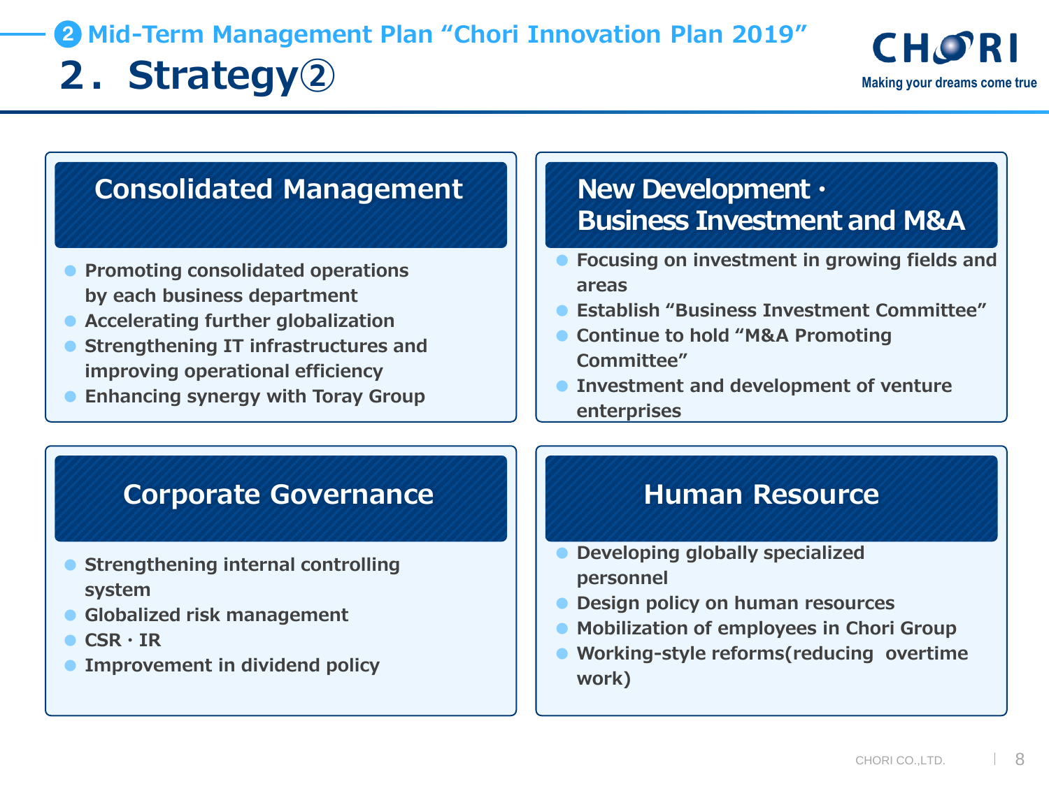## ❷ Mid-Term Management Plan "Chori Innovation Plan 2019"

# 2. Strategy②

### Consolidated Management

- Promoting consolidated operations by each business department
- Accelerating further globalization
- Strengthening IT infrastructures and improving operational efficiency
- Enhancing synergy with Toray Group

### New Development・Business Investment and M&A

- Focusing on investment in growing fields and areas
- Establish "Business Investment Committee"
- Continue to hold "M&A Promoting Committee"
- Investment and development of venture enterprises

### Corporate Governance

- Strengthening internal controlling system
- Globalized risk management
- CSR・IR
- Improvement in dividend policy

### Human Resource

- Developing globally specialized personnel
- Design policy on human resources
- Mobilization of employees in Chori Group
- Working-style reforms(reducing overtime work)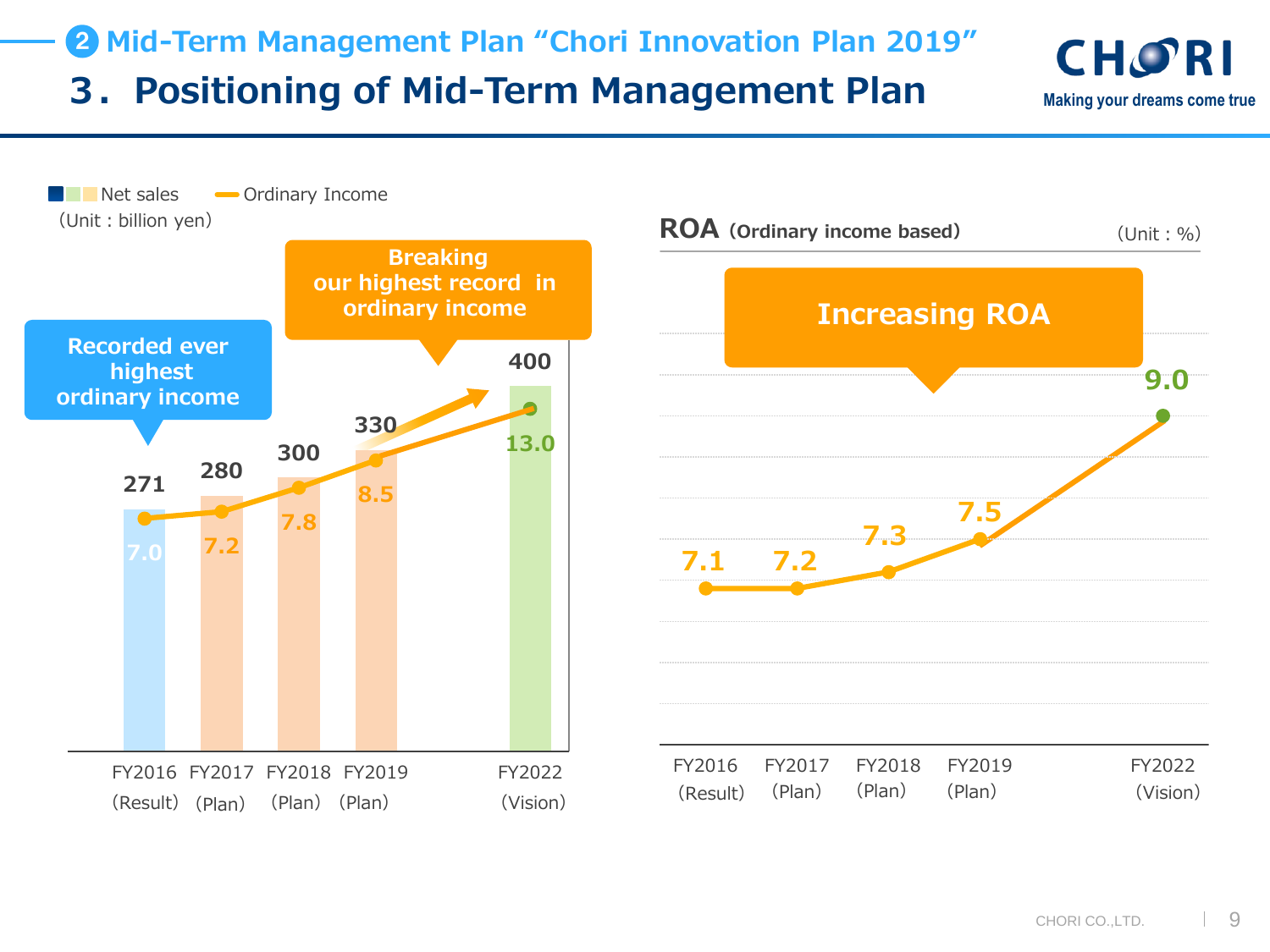## ❷ Mid-Term Management Plan "Chori Innovation Plan 2019"

# 3. Positioning of Mid-Term Management Plan

Net sales / Ordinary Income
(Unit : billion yen)

| | FY2016 (Result) | FY2017 (Plan) | FY2018 (Plan) | FY2019 (Plan) | FY2022 (Vision) |
|---|---|---|---|---|---|
| Net sales | 271 | 280 | 300 | 330 | 400 |
| Ordinary Income | 7.0 | 7.2 | 7.8 | 8.5 | 13.0 |

Recorded ever highest ordinary income

Breaking our highest record in ordinary income

**ROA** (Ordinary income based) (Unit : %)

| | FY2016 (Result) | FY2017 (Plan) | FY2018 (Plan) | FY2019 (Plan) | FY2022 (Vision) |
|---|---|---|---|---|---|
| ROA | 7.1 | 7.2 | 7.3 | 7.5 | 9.0 |

Increasing ROA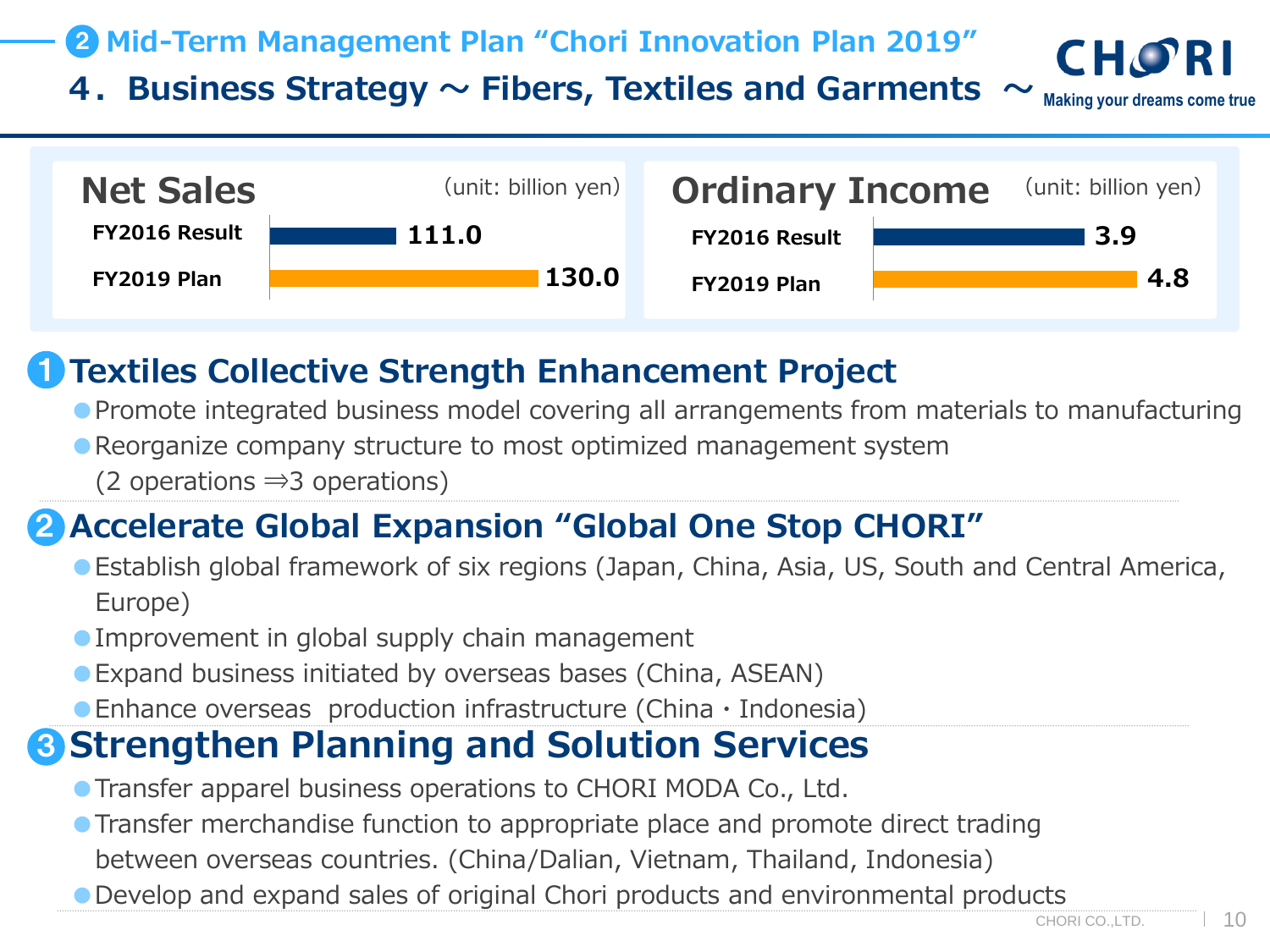## ❷ Mid-Term Management Plan "Chori Innovation Plan 2019"

# 4. Business Strategy ～ Fibers, Textiles and Garments ～

**Net Sales** (unit: billion yen)

| | |
|---|---|
| FY2016 Result | 111.0 |
| FY2019 Plan | 130.0 |

**Ordinary Income** (unit: billion yen)

| | |
|---|---|
| FY2016 Result | 3.9 |
| FY2019 Plan | 4.8 |

## ❶ Textiles Collective Strength Enhancement Project

- Promote integrated business model covering all arrangements from materials to manufacturing
- Reorganize company structure to most optimized management system (2 operations ⇒3 operations)

## ❷ Accelerate Global Expansion "Global One Stop CHORI"

- Establish global framework of six regions (Japan, China, Asia, US, South and Central America, Europe)
- Improvement in global supply chain management
- Expand business initiated by overseas bases (China, ASEAN)
- Enhance overseas production infrastructure (China・Indonesia)

## ❸ Strengthen Planning and Solution Services

- Transfer apparel business operations to CHORI MODA Co., Ltd.
- Transfer merchandise function to appropriate place and promote direct trading between overseas countries. (China/Dalian, Vietnam, Thailand, Indonesia)
- Develop and expand sales of original Chori products and environmental products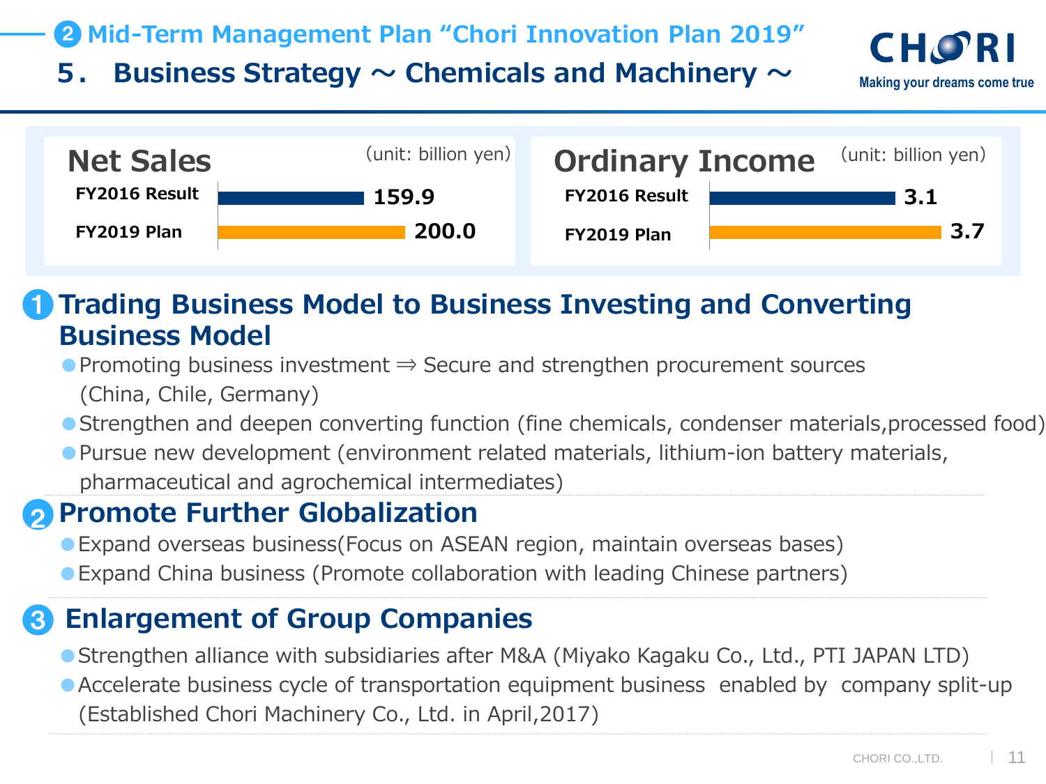## ❷ Mid-Term Management Plan "Chori Innovation Plan 2019"

# 5． Business Strategy ～ Chemicals and Machinery ～

**Net Sales** (unit: billion yen)

| | |
|---|---|
| FY2016 Result | 159.9 |
| FY2019 Plan | 200.0 |

**Ordinary Income** (unit: billion yen)

| | |
|---|---|
| FY2016 Result | 3.1 |
| FY2019 Plan | 3.7 |

## ❶ Trading Business Model to Business Investing and Converting Business Model

- Promoting business investment ⇒ Secure and strengthen procurement sources (China, Chile, Germany)
- Strengthen and deepen converting function (fine chemicals, condenser materials,processed food)
- Pursue new development (environment related materials, lithium-ion battery materials, pharmaceutical and agrochemical intermediates)

## ❷ Promote Further Globalization

- Expand overseas business(Focus on ASEAN region, maintain overseas bases)
- Expand China business (Promote collaboration with leading Chinese partners)

## ❸ Enlargement of Group Companies

- Strengthen alliance with subsidiaries after M&A (Miyako Kagaku Co., Ltd., PTI JAPAN LTD)
- Accelerate business cycle of transportation equipment business enabled by company split-up (Established Chori Machinery Co., Ltd. in April,2017)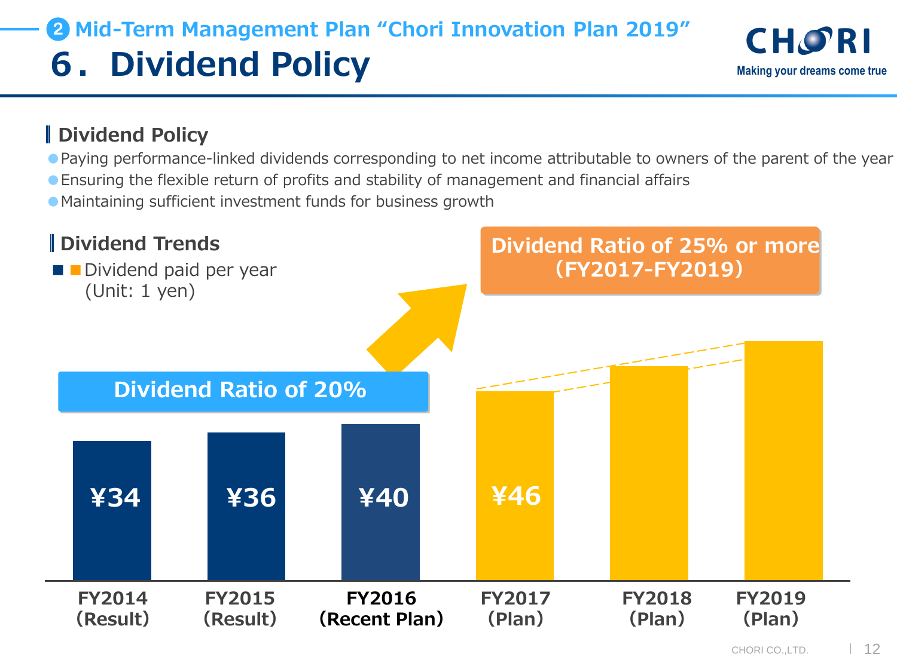## ❷ Mid-Term Management Plan "Chori Innovation Plan 2019"

# 6. Dividend Policy

### Dividend Policy

- Paying performance-linked dividends corresponding to net income attributable to owners of the parent of the year
- Ensuring the flexible return of profits and stability of management and financial affairs
- Maintaining sufficient investment funds for business growth

### Dividend Trends

Dividend paid per year
(Unit: 1 yen)

**Dividend Ratio of 20%**

**Dividend Ratio of 25% or more (FY2017-FY2019)**

| | FY2014 (Result) | FY2015 (Result) | FY2016 (Recent Plan) | FY2017 (Plan) | FY2018 (Plan) | FY2019 (Plan) |
|---|---|---|---|---|---|---|
| Dividend | ¥34 | ¥36 | ¥40 | ¥46 | | |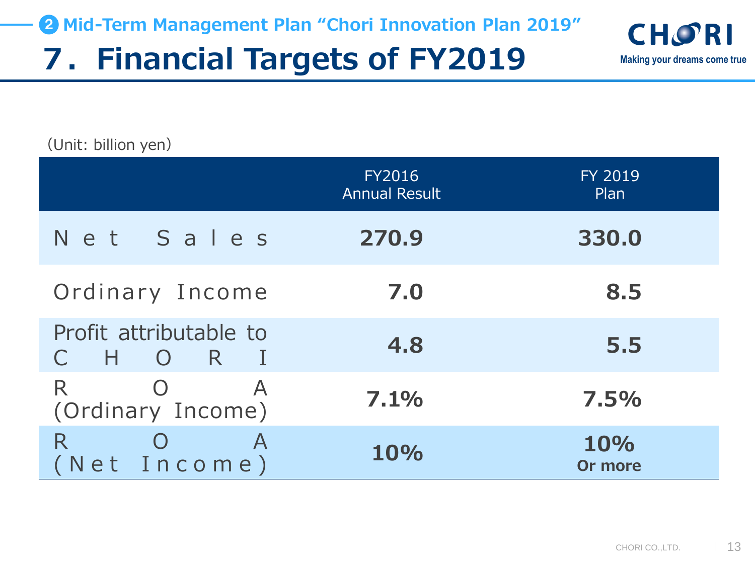❷ Mid-Term Management Plan "Chori Innovation Plan 2019"

# 7. Financial Targets of FY2019

(Unit: billion yen)

| | FY2016 Annual Result | FY 2019 Plan |
|---|---|---|
| Net Sales | **270.9** | **330.0** |
| Ordinary Income | **7.0** | **8.5** |
| Profit attributable to CHORI | **4.8** | **5.5** |
| ROA (Ordinary Income) | **7.1%** | **7.5%** |
| ROA (Net Income) | **10%** | **10% Or more** |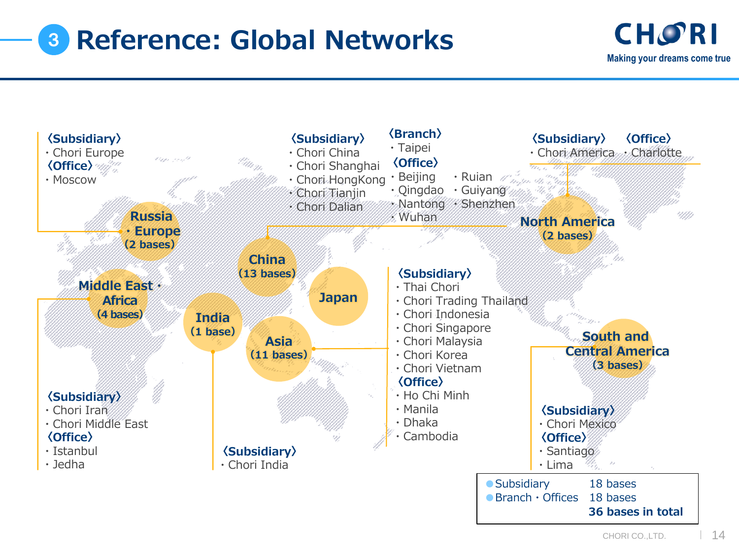# 3 Reference: Global Networks

CHORI
Making your dreams come true

## Russia・Europe (2 bases)

〈Subsidiary〉
- Chori Europe

〈Office〉
- Moscow

## Middle East・Africa (4 bases)

〈Subsidiary〉
- Chori Iran
- Chori Middle East

〈Office〉
- Istanbul
- Jedha

## India (1 base)

〈Subsidiary〉
- Chori India

## China (13 bases)

〈Subsidiary〉
- Chori China
- Chori Shanghai
- Chori HongKong
- Chori Tianjin
- Chori Dalian

〈Branch〉
- Taipei

〈Office〉
- Beijing
- Qingdao
- Nantong
- Wuhan
- Ruian
- Guiyang
- Shenzhen

## Japan

## Asia (11 bases)

〈Subsidiary〉
- Thai Chori
- Chori Trading Thailand
- Chori Indonesia
- Chori Singapore
- Chori Malaysia
- Chori Korea
- Chori Vietnam

〈Office〉
- Ho Chi Minh
- Manila
- Dhaka
- Cambodia

## North America (2 bases)

〈Subsidiary〉
- Chori America

〈Office〉
- Charlotte

## South and Central America (3 bases)

〈Subsidiary〉
- Chori Mexico

〈Office〉
- Santiago
- Lima

| | |
|---|---|
| Subsidiary | 18 bases |
| Branch・Offices | 18 bases |
| | **36 bases in total** |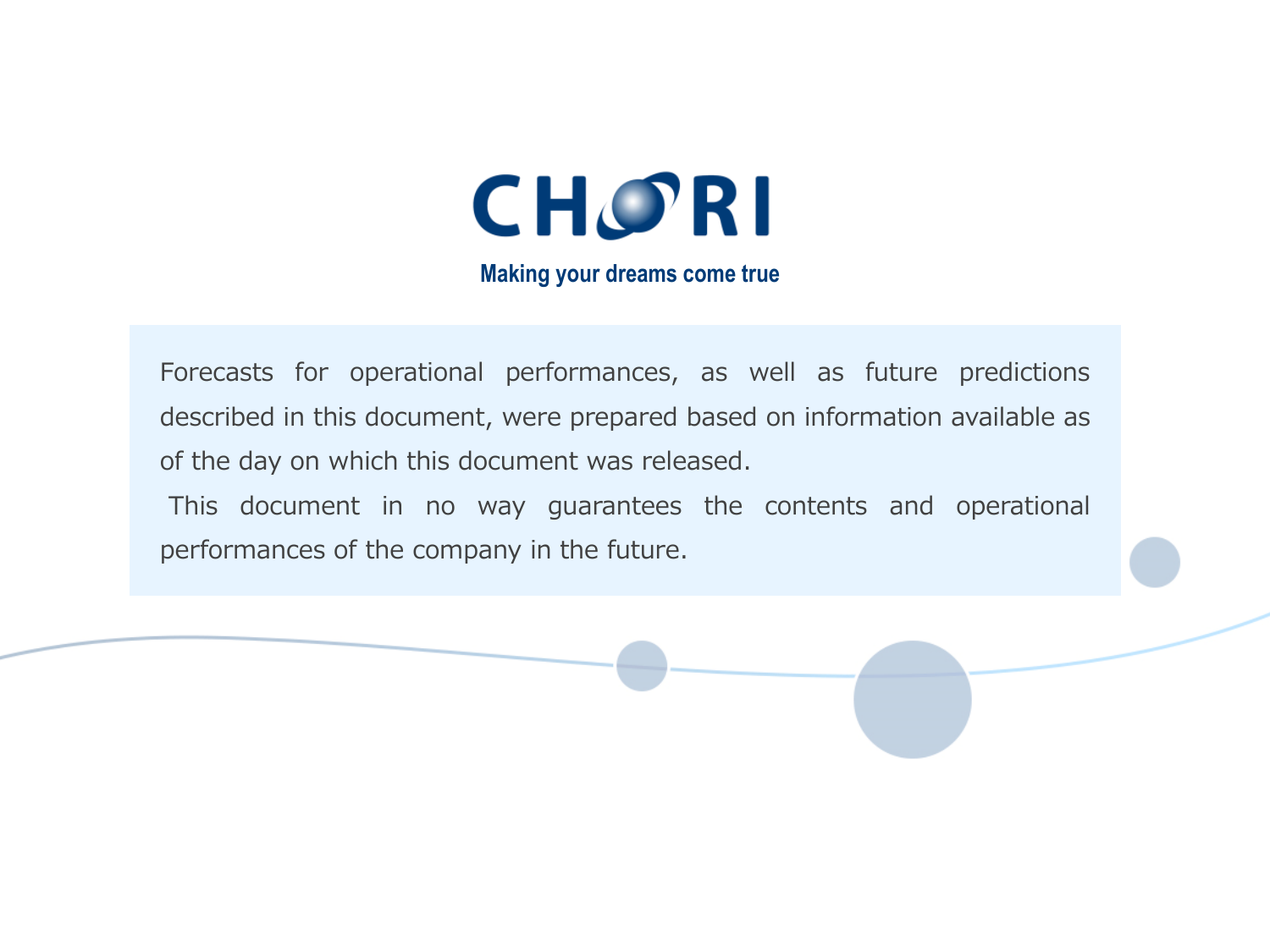CHORI

Making your dreams come true

Forecasts for operational performances, as well as future predictions described in this document, were prepared based on information available as of the day on which this document was released.

This document in no way guarantees the contents and operational performances of the company in the future.